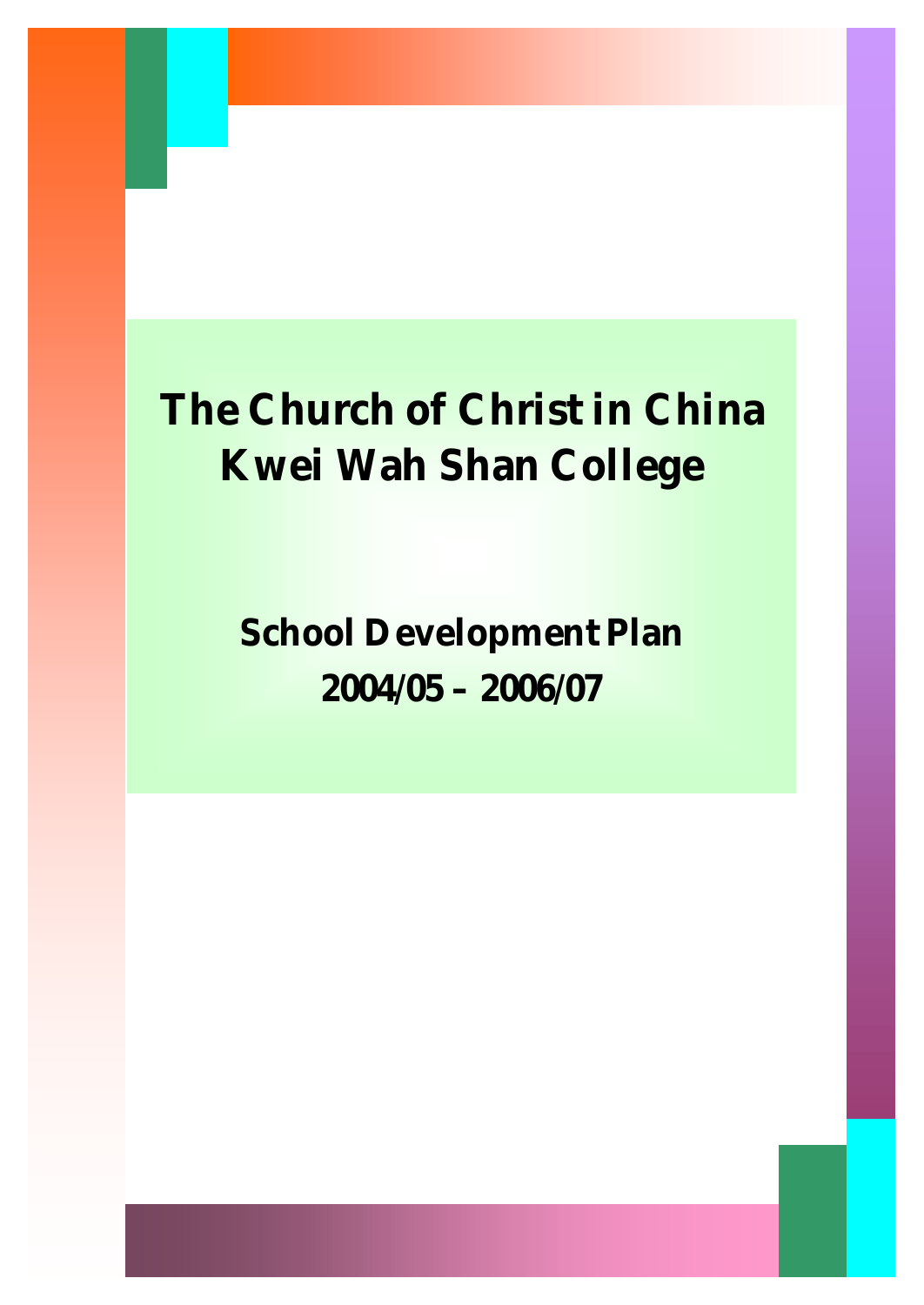# The Church of Christ in China Kwei Wah Shan College

## School Development Plan 2004/05 – 2006/07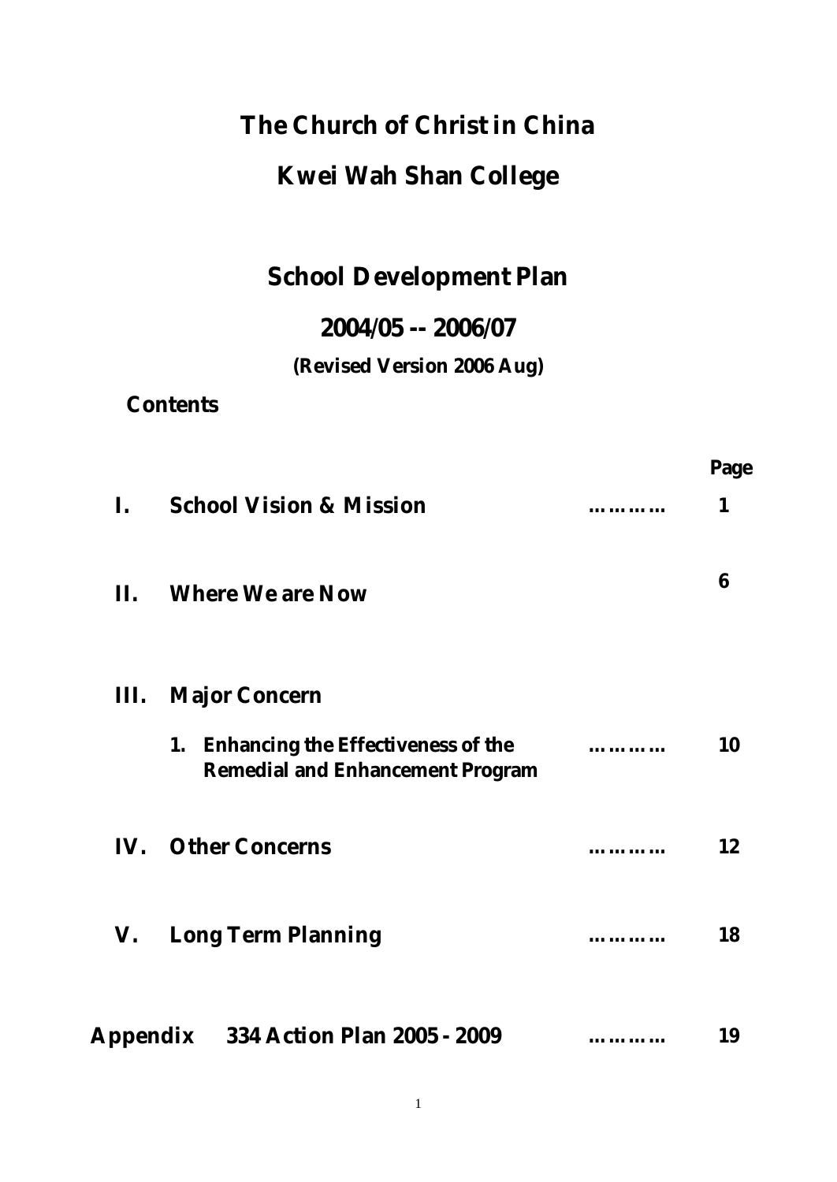# The Church of Christ in China

# Kwei Wah Shan College

## School Development Plan

## 2004/05 -- 2006/07

**(Revised Version 2006 Aug)**

**Contents**

| | | | Page |
|---|---|---|---|
| **I.** | **School Vision & Mission** | ………… | **1** |
| **II.** | **Where We are Now** | | **6** |
| **III.** | **Major Concern** | | |
| | **1. Enhancing the Effectiveness of the Remedial and Enhancement Program** | ………… | **10** |
| **IV.** | **Other Concerns** | ………… | **12** |
| **V.** | **Long Term Planning** | ………… | **18** |
| **Appendix** | **334 Action Plan 2005 - 2009** | ………… | **19** |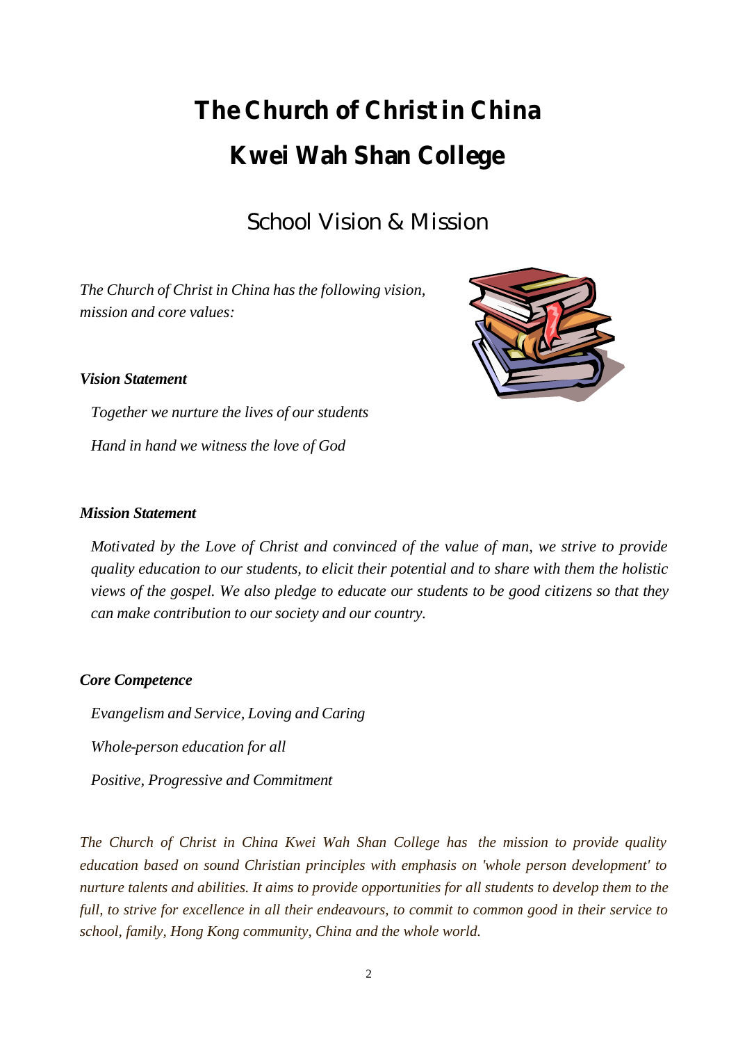# The Church of Christ in China
# Kwei Wah Shan College

## School Vision & Mission

*The Church of Christ in China has the following vision, mission and core values:*

***Vision Statement***

*Together we nurture the lives of our students*

*Hand in hand we witness the love of God*

***Mission Statement***

*Motivated by the Love of Christ and convinced of the value of man, we strive to provide quality education to our students, to elicit their potential and to share with them the holistic views of the gospel. We also pledge to educate our students to be good citizens so that they can make contribution to our society and our country.*

***Core Competence***

*Evangelism and Service, Loving and Caring*

*Whole-person education for all*

*Positive, Progressive and Commitment*

*The Church of Christ in China Kwei Wah Shan College has the mission to provide quality education based on sound Christian principles with emphasis on 'whole person development' to nurture talents and abilities. It aims to provide opportunities for all students to develop them to the full, to strive for excellence in all their endeavours, to commit to common good in their service to school, family, Hong Kong community, China and the whole world.*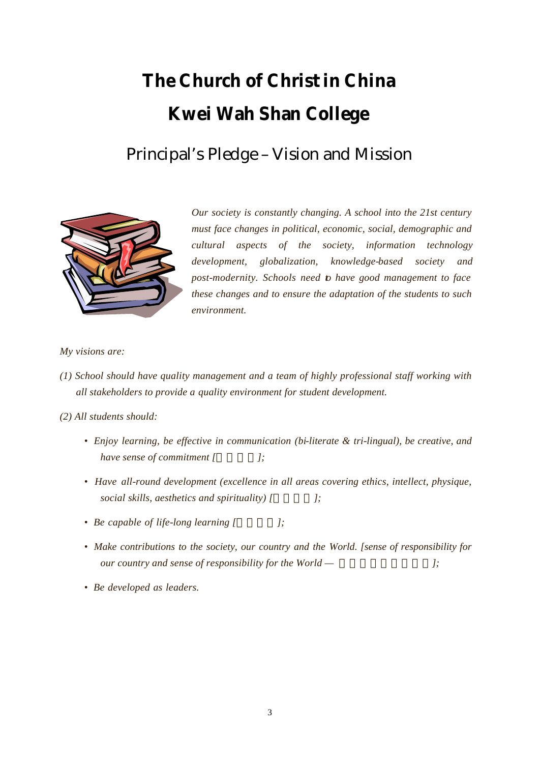# The Church of Christ in China

# Kwei Wah Shan College

## Principal's Pledge – Vision and Mission

*Our society is constantly changing. A school into the 21st century must face changes in political, economic, social, demographic and cultural aspects of the society, information technology development, globalization, knowledge-based society and post-modernity. Schools need to have good management to face these changes and to ensure the adaptation of the students to such environment.*

*My visions are:*

*(1) School should have quality management and a team of highly professional staff working with all stakeholders to provide a quality environment for student development.*

*(2) All students should:*

- *Enjoy learning, be effective in communication (bi-literate & tri-lingual), be creative, and have sense of commitment [ ];*
- *Have all-round development (excellence in all areas covering ethics, intellect, physique, social skills, aesthetics and spirituality) [ ];*
- *Be capable of life-long learning [ ];*
- *Make contributions to the society, our country and the World. [sense of responsibility for our country and sense of responsibility for the World — ];*
- *Be developed as leaders.*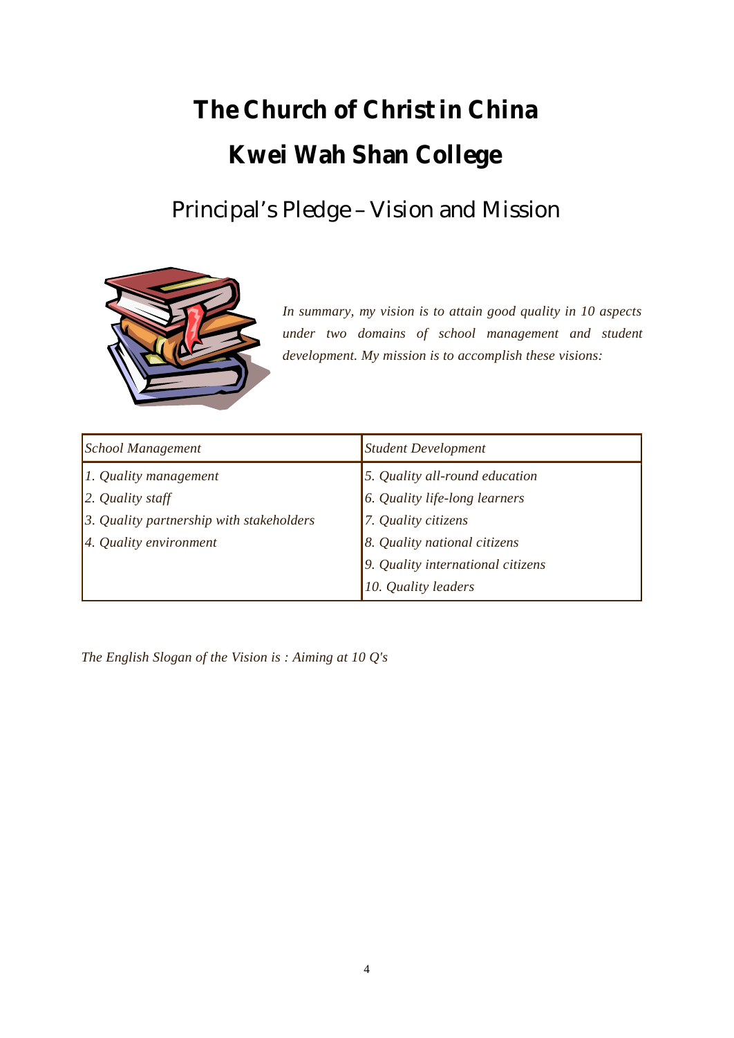# The Church of Christ in China

# Kwei Wah Shan College

## Principal's Pledge – Vision and Mission

*In summary, my vision is to attain good quality in 10 aspects under two domains of school management and student development. My mission is to accomplish these visions:*

| *School Management* | *Student Development* |
|---|---|
| *1. Quality management* | *5. Quality all-round education* |
| *2. Quality staff* | *6. Quality life-long learners* |
| *3. Quality partnership with stakeholders* | *7. Quality citizens* |
| *4. Quality environment* | *8. Quality national citizens* |
| | *9. Quality international citizens* |
| | *10. Quality leaders* |

*The English Slogan of the Vision is : Aiming at 10 Q's*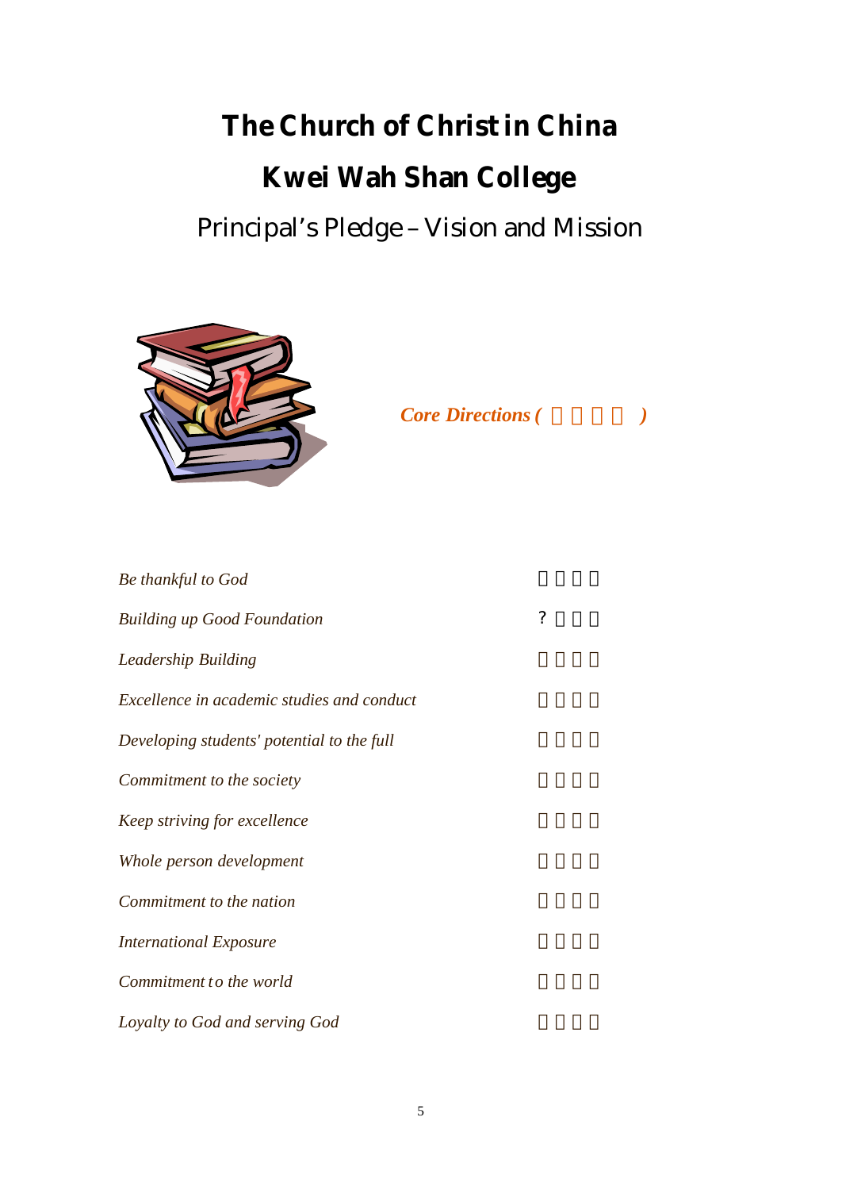# The Church of Christ in China

# Kwei Wah Shan College

## Principal's Pledge – Vision and Mission

***Core Directions ( )***

*Be thankful to God*

*Building up Good Foundation*

*Leadership Building*

*Excellence in academic studies and conduct*

*Developing students' potential to the full*

*Commitment to the society*

*Keep striving for excellence*

*Whole person development*

*Commitment to the nation*

*International Exposure*

*Commitment to the world*

*Loyalty to God and serving God*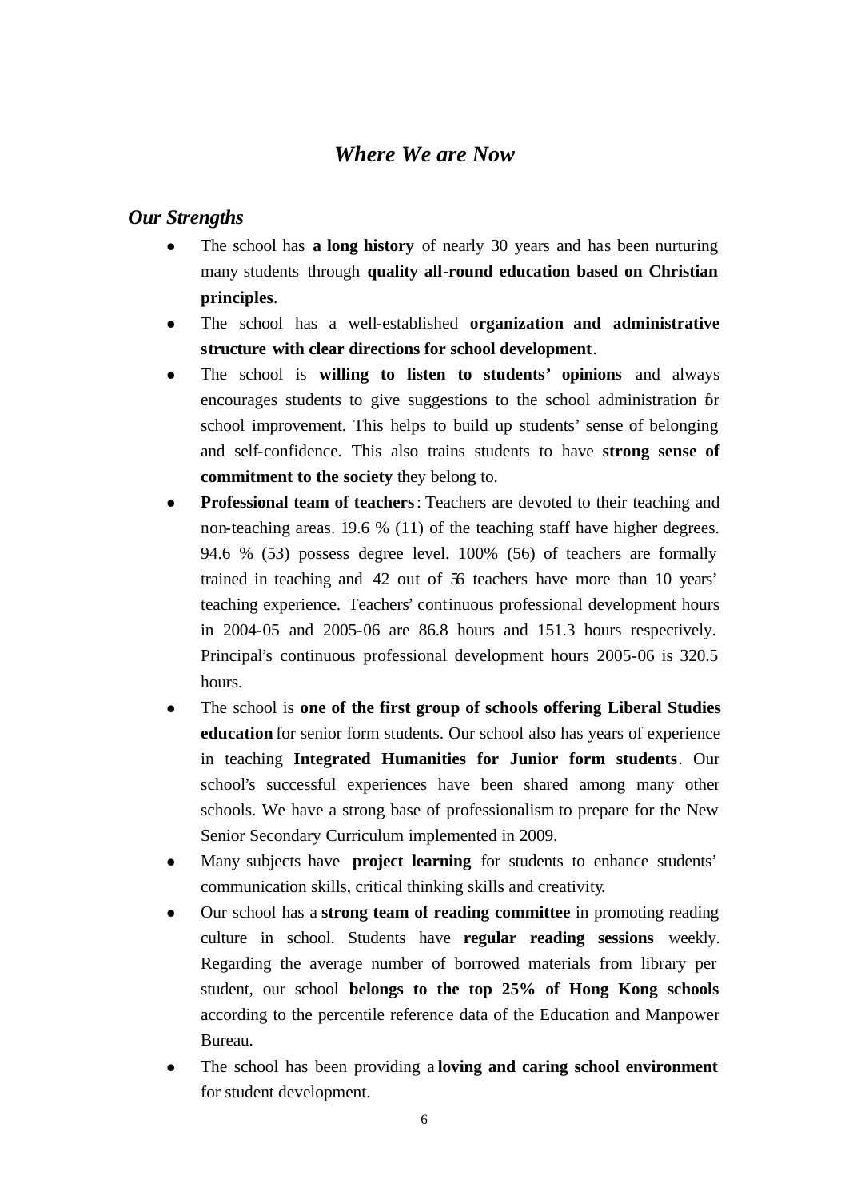## *Where We are Now*

### *Our Strengths*

- The school has **a long history** of nearly 30 years and has been nurturing many students through **quality all-round education based on Christian principles**.
- The school has a well-established **organization and administrative structure with clear directions for school development**.
- The school is **willing to listen to students' opinions** and always encourages students to give suggestions to the school administration for school improvement. This helps to build up students' sense of belonging and self-confidence. This also trains students to have **strong sense of commitment to the society** they belong to.
- **Professional team of teachers**: Teachers are devoted to their teaching and non-teaching areas. 19.6 % (11) of the teaching staff have higher degrees. 94.6 % (53) possess degree level. 100% (56) of teachers are formally trained in teaching and 42 out of 56 teachers have more than 10 years' teaching experience. Teachers' continuous professional development hours in 2004-05 and 2005-06 are 86.8 hours and 151.3 hours respectively. Principal's continuous professional development hours 2005-06 is 320.5 hours.
- The school is **one of the first group of schools offering Liberal Studies education** for senior form students. Our school also has years of experience in teaching **Integrated Humanities for Junior form students**. Our school's successful experiences have been shared among many other schools. We have a strong base of professionalism to prepare for the New Senior Secondary Curriculum implemented in 2009.
- Many subjects have **project learning** for students to enhance students' communication skills, critical thinking skills and creativity.
- Our school has a **strong team of reading committee** in promoting reading culture in school. Students have **regular reading sessions** weekly. Regarding the average number of borrowed materials from library per student, our school **belongs to the top 25% of Hong Kong schools** according to the percentile reference data of the Education and Manpower Bureau.
- The school has been providing a **loving and caring school environment** for student development.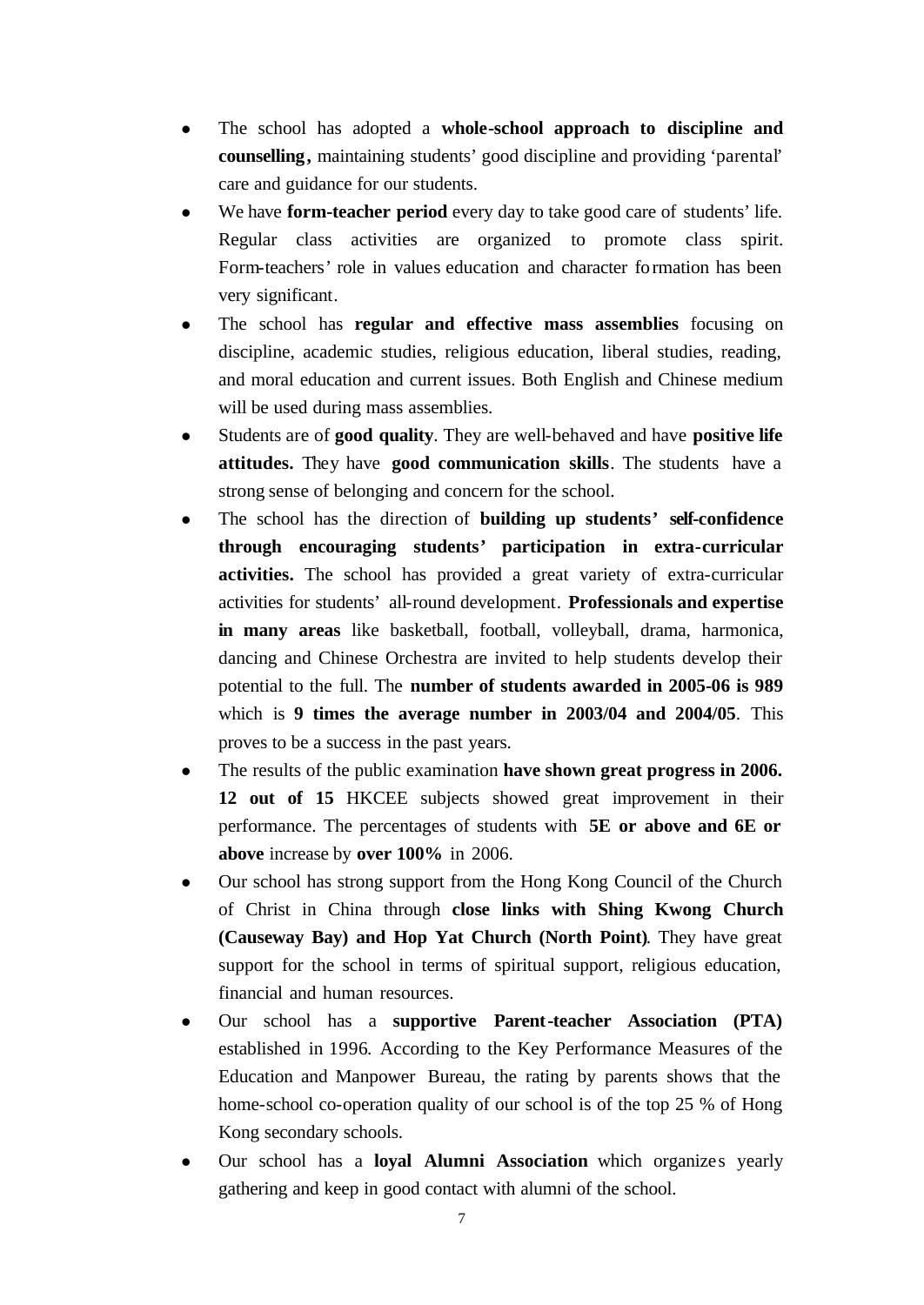- The school has adopted a **whole-school approach to discipline and counselling,** maintaining students' good discipline and providing 'parental' care and guidance for our students.
- We have **form-teacher period** every day to take good care of students' life. Regular class activities are organized to promote class spirit. Form-teachers' role in values education and character formation has been very significant.
- The school has **regular and effective mass assemblies** focusing on discipline, academic studies, religious education, liberal studies, reading, and moral education and current issues. Both English and Chinese medium will be used during mass assemblies.
- Students are of **good quality**. They are well-behaved and have **positive life attitudes.** They have **good communication skills**. The students have a strong sense of belonging and concern for the school.
- The school has the direction of **building up students' self-confidence through encouraging students' participation in extra-curricular activities.** The school has provided a great variety of extra-curricular activities for students' all-round development. **Professionals and expertise in many areas** like basketball, football, volleyball, drama, harmonica, dancing and Chinese Orchestra are invited to help students develop their potential to the full. The **number of students awarded in 2005-06 is 989** which is **9 times the average number in 2003/04 and 2004/05**. This proves to be a success in the past years.
- The results of the public examination **have shown great progress in 2006. 12 out of 15** HKCEE subjects showed great improvement in their performance. The percentages of students with **5E or above and 6E or above** increase by **over 100%** in 2006.
- Our school has strong support from the Hong Kong Council of the Church of Christ in China through **close links with Shing Kwong Church (Causeway Bay) and Hop Yat Church (North Point)**. They have great support for the school in terms of spiritual support, religious education, financial and human resources.
- Our school has a **supportive Parent-teacher Association (PTA)** established in 1996. According to the Key Performance Measures of the Education and Manpower Bureau, the rating by parents shows that the home-school co-operation quality of our school is of the top 25 % of Hong Kong secondary schools.
- Our school has a **loyal Alumni Association** which organizes yearly gathering and keep in good contact with alumni of the school.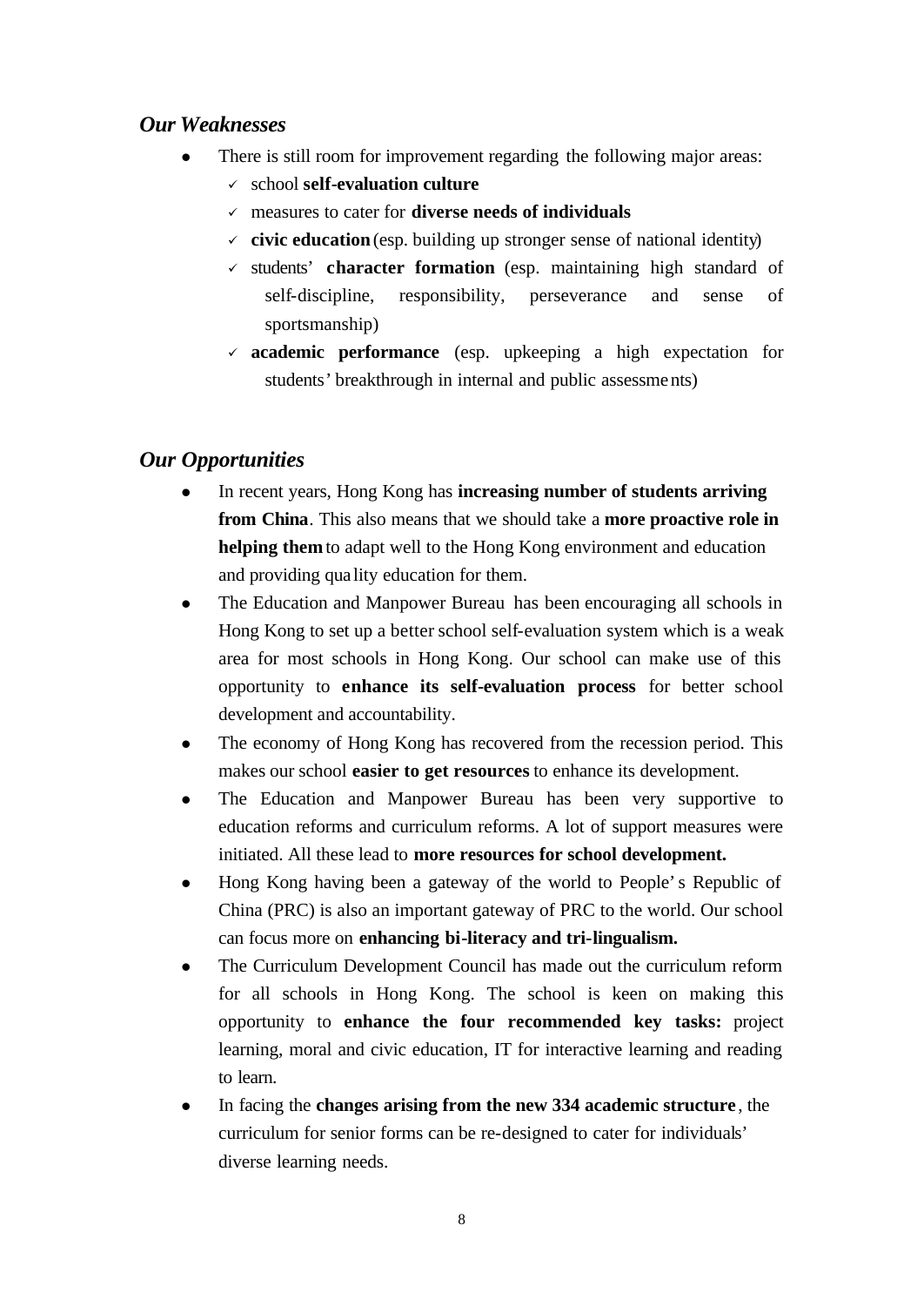### *Our Weaknesses*

- There is still room for improvement regarding the following major areas:
  - ✓ school **self-evaluation culture**
  - ✓ measures to cater for **diverse needs of individuals**
  - ✓ **civic education** (esp. building up stronger sense of national identity)
  - ✓ students' **character formation** (esp. maintaining high standard of self-discipline, responsibility, perseverance and sense of sportsmanship)
  - ✓ **academic performance** (esp. upkeeping a high expectation for students' breakthrough in internal and public assessments)

### *Our Opportunities*

- In recent years, Hong Kong has **increasing number of students arriving from China**. This also means that we should take a **more proactive role in helping them** to adapt well to the Hong Kong environment and education and providing quality education for them.
- The Education and Manpower Bureau has been encouraging all schools in Hong Kong to set up a better school self-evaluation system which is a weak area for most schools in Hong Kong. Our school can make use of this opportunity to **enhance its self-evaluation process** for better school development and accountability.
- The economy of Hong Kong has recovered from the recession period. This makes our school **easier to get resources** to enhance its development.
- The Education and Manpower Bureau has been very supportive to education reforms and curriculum reforms. A lot of support measures were initiated. All these lead to **more resources for school development.**
- Hong Kong having been a gateway of the world to People's Republic of China (PRC) is also an important gateway of PRC to the world. Our school can focus more on **enhancing bi-literacy and tri-lingualism.**
- The Curriculum Development Council has made out the curriculum reform for all schools in Hong Kong. The school is keen on making this opportunity to **enhance the four recommended key tasks:** project learning, moral and civic education, IT for interactive learning and reading to learn.
- In facing the **changes arising from the new 334 academic structure**, the curriculum for senior forms can be re-designed to cater for individuals' diverse learning needs.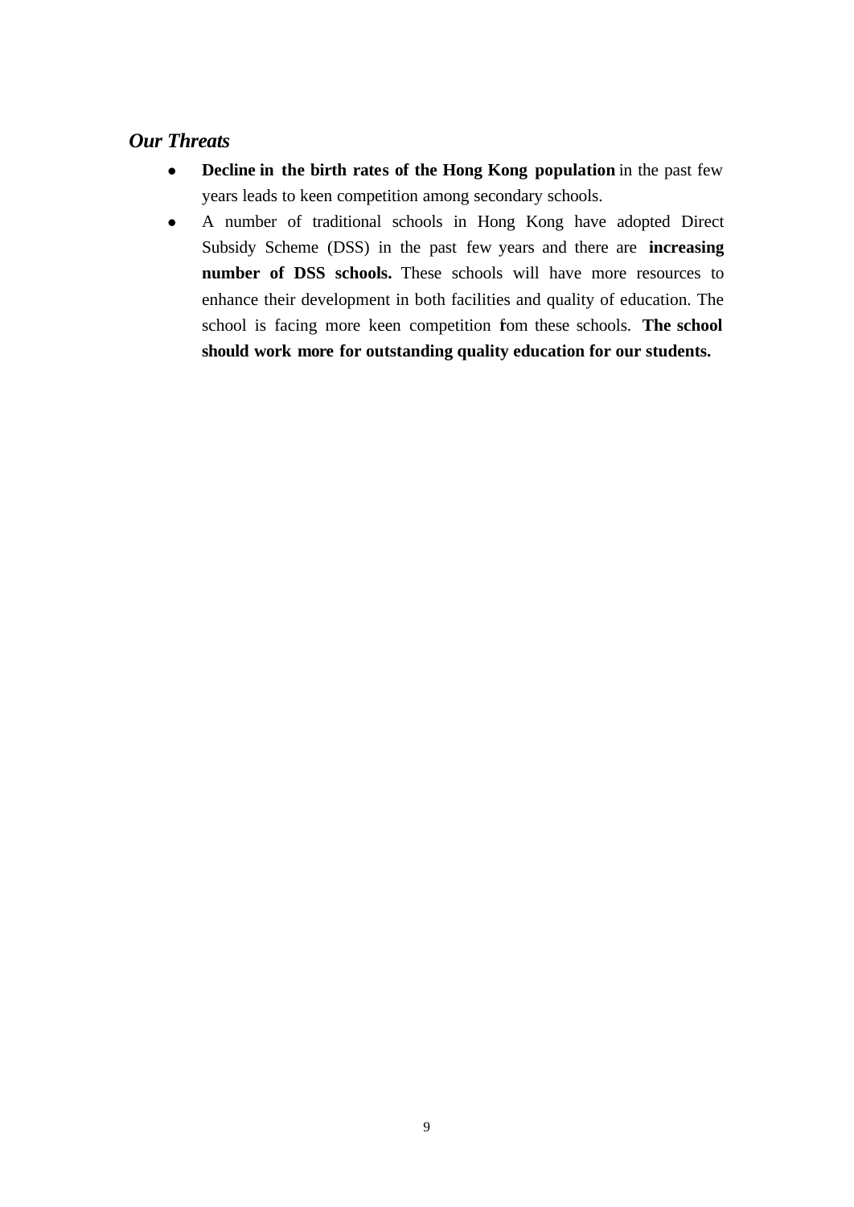### *Our Threats*

- **Decline in the birth rates of the Hong Kong population** in the past few years leads to keen competition among secondary schools.
- A number of traditional schools in Hong Kong have adopted Direct Subsidy Scheme (DSS) in the past few years and there are **increasing number of DSS schools.** These schools will have more resources to enhance their development in both facilities and quality of education. The school is facing more keen competition fom these schools. **The school should work more for outstanding quality education for our students.**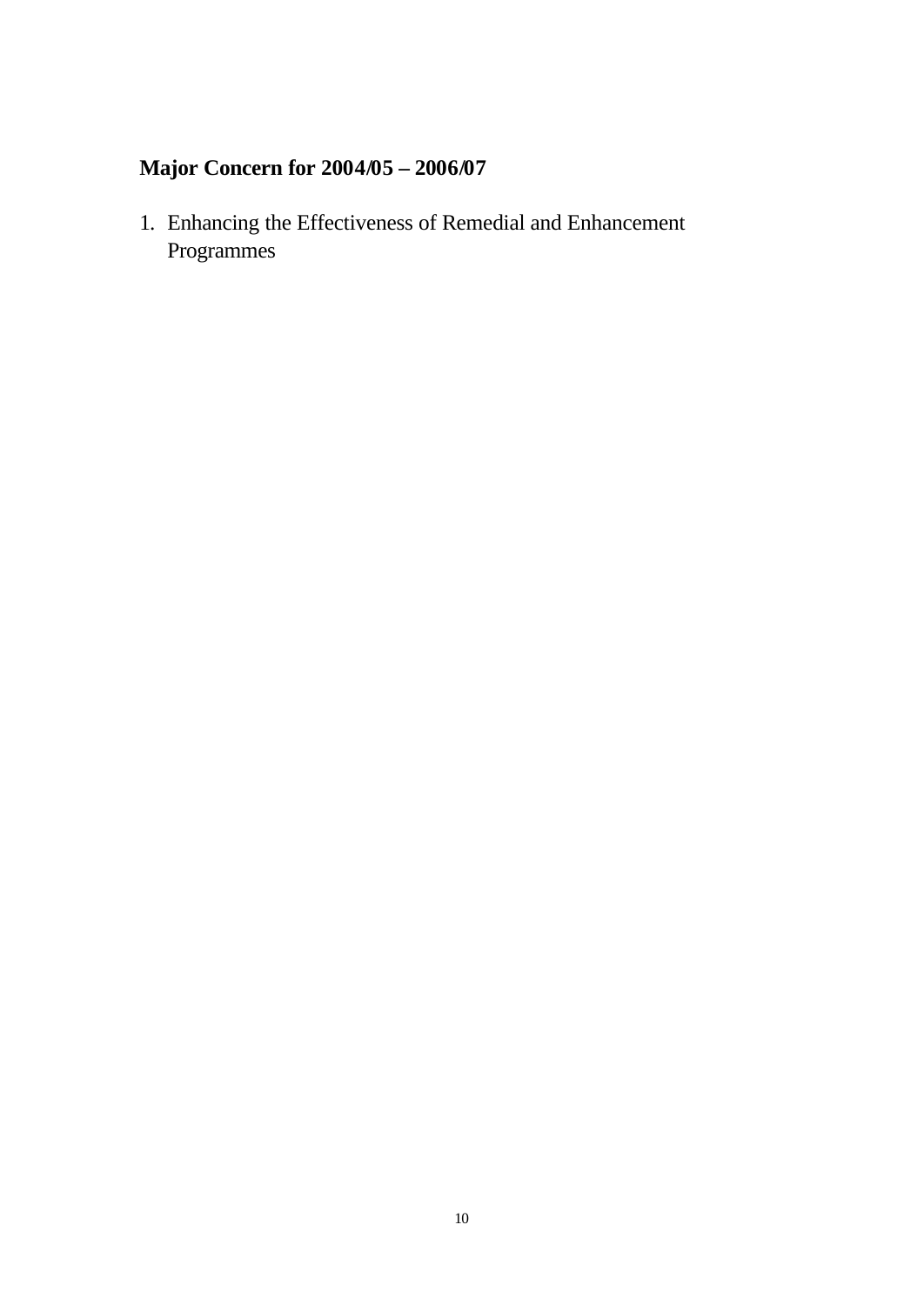## Major Concern for 2004/05 – 2006/07

1. Enhancing the Effectiveness of Remedial and Enhancement Programmes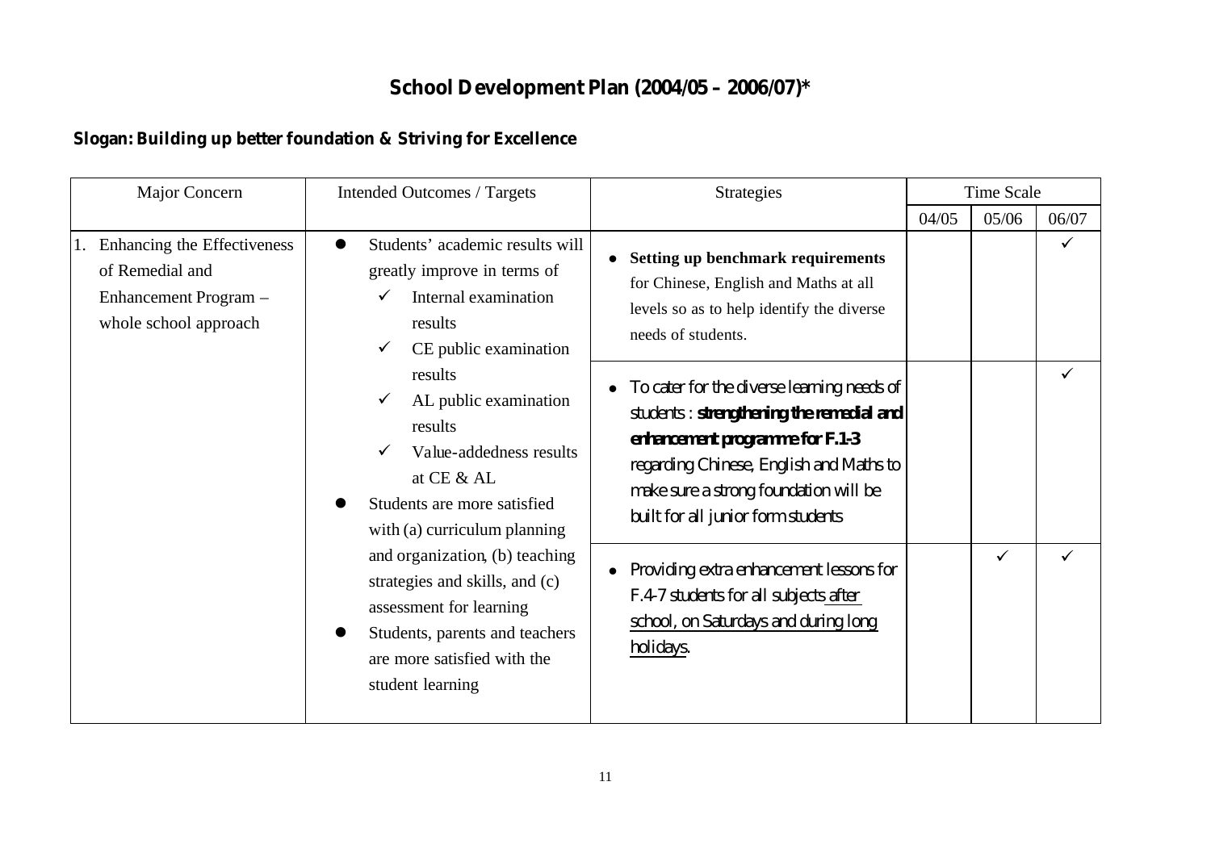# School Development Plan (2004/05 – 2006/07)*

**Slogan: Building up better foundation & Striving for Excellence**

| Major Concern | Intended Outcomes / Targets | Strategies | Time Scale | | |
|---|---|---|---|---|---|
| | | | 04/05 | 05/06 | 06/07 |
| 1. Enhancing the Effectiveness of Remedial and Enhancement Program – whole school approach | • Students' academic results will greatly improve in terms of<br>✓ Internal examination results<br>✓ CE public examination results<br>✓ AL public examination results<br>✓ Value-addedness results at CE & AL<br>• Students are more satisfied with (a) curriculum planning and organization, (b) teaching strategies and skills, and (c) assessment for learning<br>• Students, parents and teachers are more satisfied with the student learning | • **Setting up benchmark requirements** for Chinese, English and Maths at all levels so as to help identify the diverse needs of students. | | | ✓ |
| | | • To cater for the diverse learning needs of students : **strengthening the remedial and enhancement programme for F.1-3** regarding Chinese, English and Maths to make sure a strong foundation will be built for all junior form students | | | ✓ |
| | | • Providing extra enhancement lessons for F.4-7 students for all subjects <u>after school, on Saturdays and during long holidays</u>. | | ✓ | ✓ |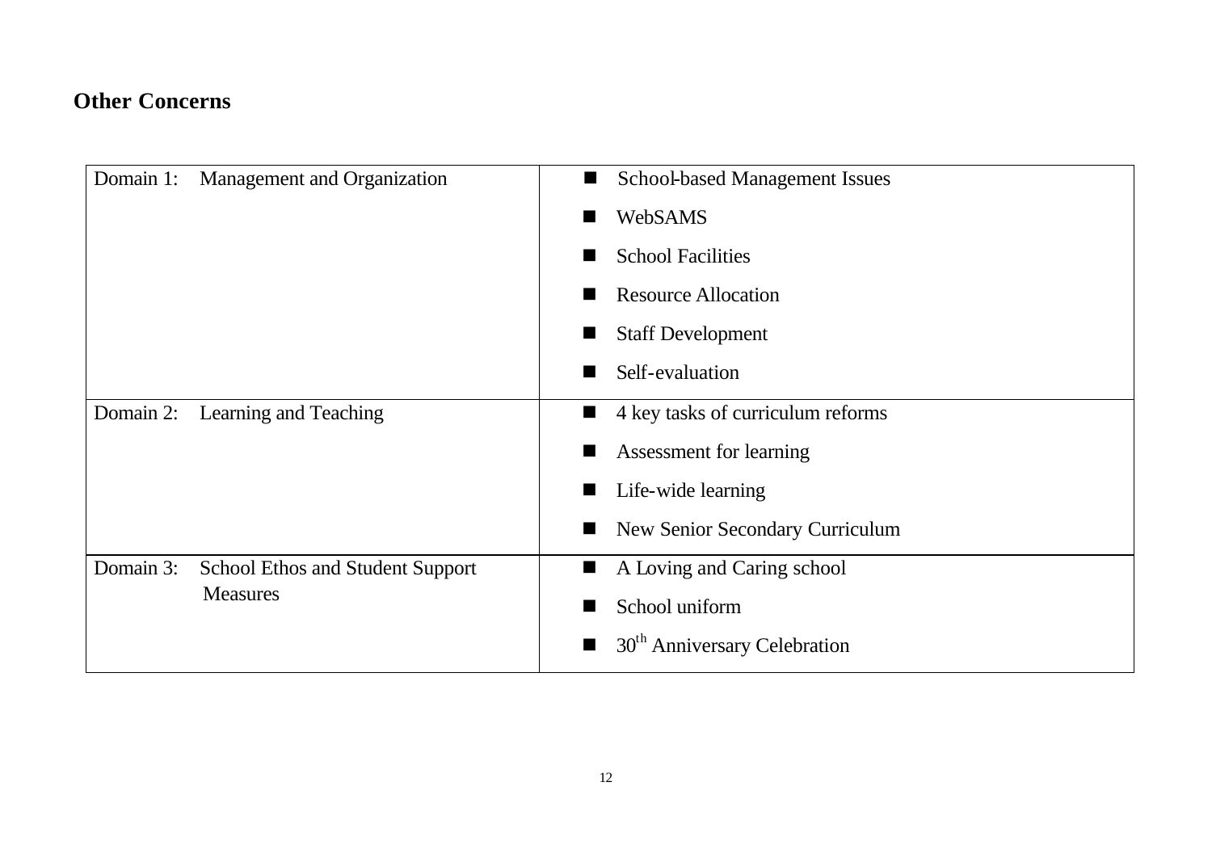## Other Concerns

| Domain | Concerns |
|---|---|
| Domain 1: Management and Organization | ■ School-based Management Issues<br>■ WebSAMS<br>■ School Facilities<br>■ Resource Allocation<br>■ Staff Development<br>■ Self-evaluation |
| Domain 2: Learning and Teaching | ■ 4 key tasks of curriculum reforms<br>■ Assessment for learning<br>■ Life-wide learning<br>■ New Senior Secondary Curriculum |
| Domain 3: School Ethos and Student Support Measures | ■ A Loving and Caring school<br>■ School uniform<br>■ $30^{th}$ Anniversary Celebration |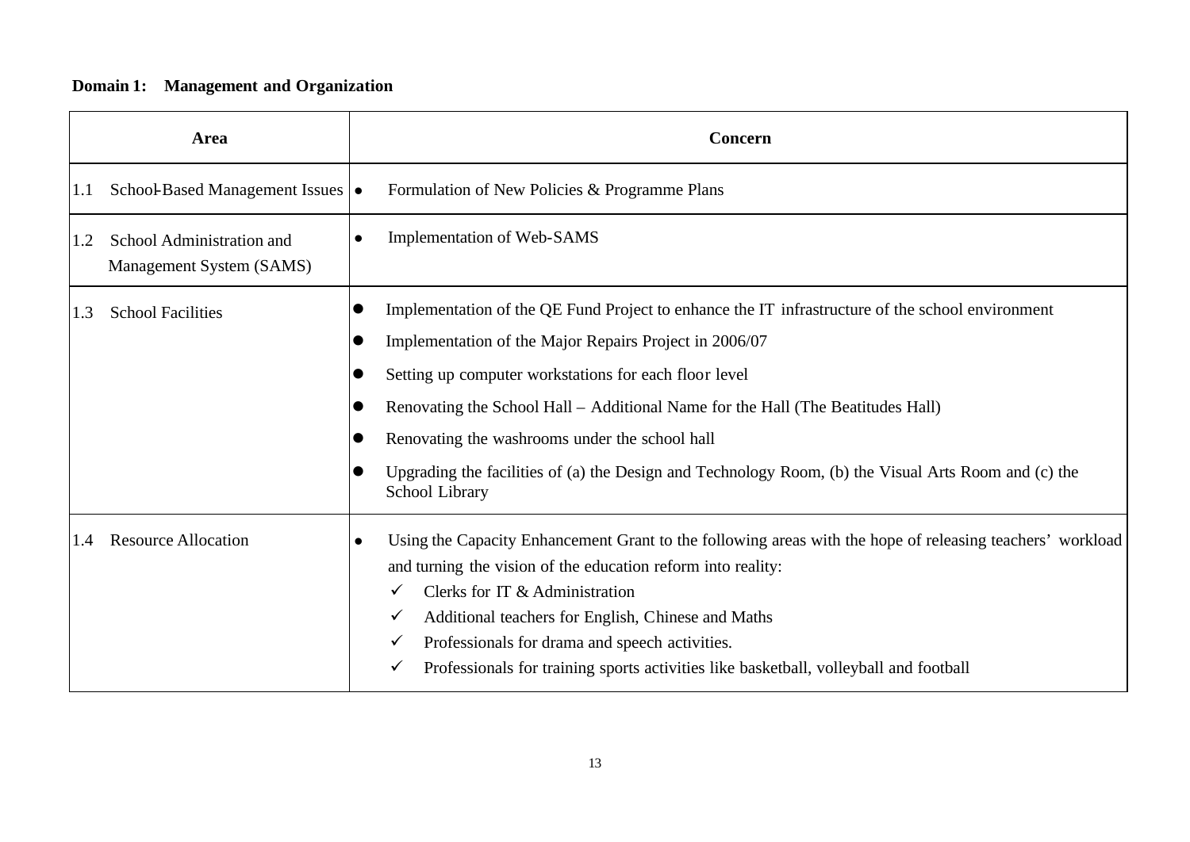**Domain 1: Management and Organization**

| Area | Concern |
| --- | --- |
| 1.1 School-Based Management Issues | • Formulation of New Policies & Programme Plans |
| 1.2 School Administration and Management System (SAMS) | • Implementation of Web-SAMS |
| 1.3 School Facilities | • Implementation of the QE Fund Project to enhance the IT infrastructure of the school environment<br>• Implementation of the Major Repairs Project in 2006/07<br>• Setting up computer workstations for each floor level<br>• Renovating the School Hall – Additional Name for the Hall (The Beatitudes Hall)<br>• Renovating the washrooms under the school hall<br>• Upgrading the facilities of (a) the Design and Technology Room, (b) the Visual Arts Room and (c) the School Library |
| 1.4 Resource Allocation | • Using the Capacity Enhancement Grant to the following areas with the hope of releasing teachers' workload and turning the vision of the education reform into reality:<br>✓ Clerks for IT & Administration<br>✓ Additional teachers for English, Chinese and Maths<br>✓ Professionals for drama and speech activities.<br>✓ Professionals for training sports activities like basketball, volleyball and football |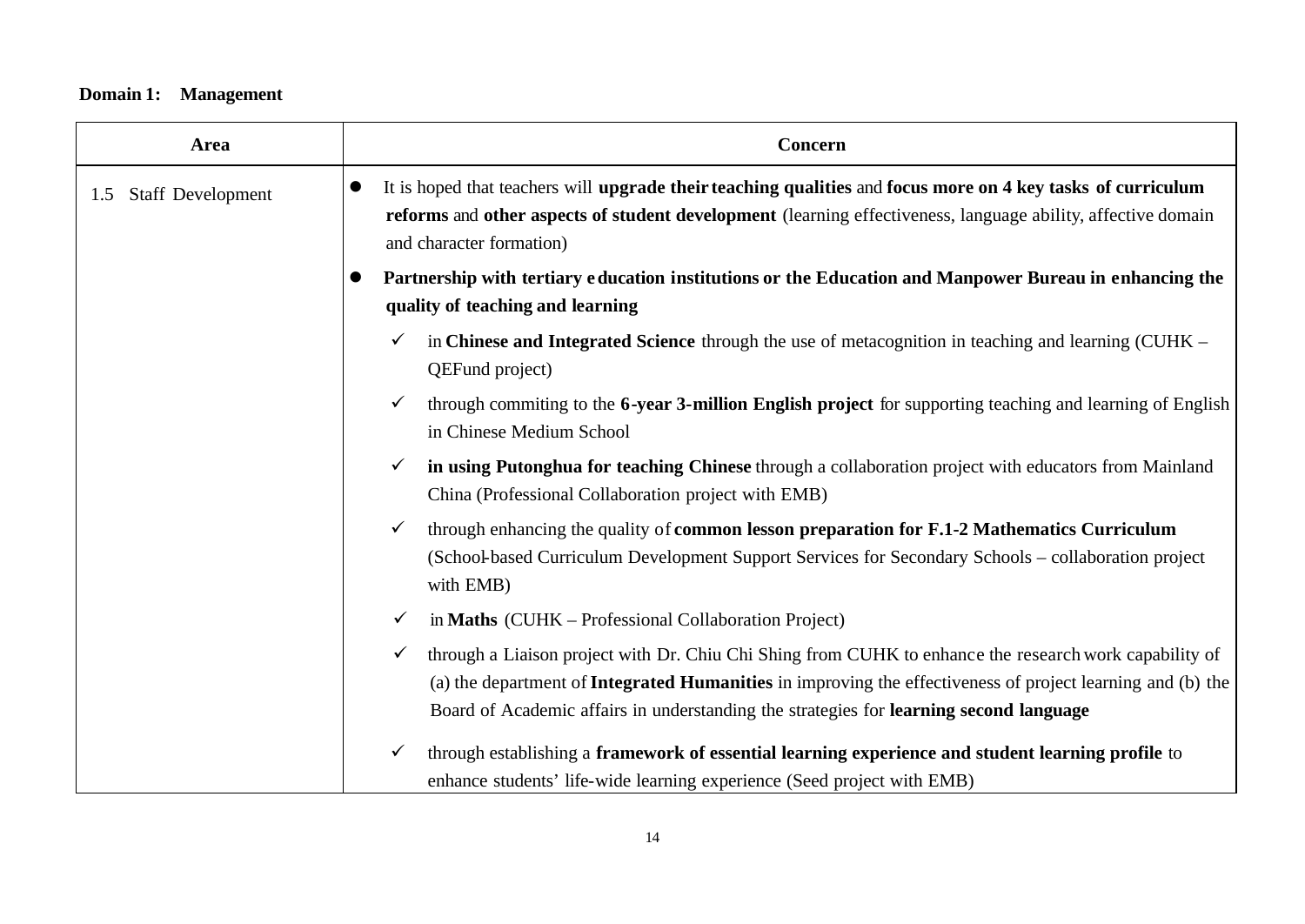**Domain 1: Management**

| Area | Concern |
|---|---|
| 1.5 Staff Development | ● It is hoped that teachers will **upgrade their teaching qualities** and **focus more on 4 key tasks of curriculum reforms** and **other aspects of student development** (learning effectiveness, language ability, affective domain and character formation)<br>● **Partnership with tertiary education institutions or the Education and Manpower Bureau in enhancing the quality of teaching and learning**<br>✓ in **Chinese and Integrated Science** through the use of metacognition in teaching and learning (CUHK – QEFund project)<br>✓ through commiting to the **6-year 3-million English project** for supporting teaching and learning of English in Chinese Medium School<br>✓ **in using Putonghua for teaching Chinese** through a collaboration project with educators from Mainland China (Professional Collaboration project with EMB)<br>✓ through enhancing the quality of **common lesson preparation for F.1-2 Mathematics Curriculum** (School-based Curriculum Development Support Services for Secondary Schools – collaboration project with EMB)<br>✓ in **Maths** (CUHK – Professional Collaboration Project)<br>✓ through a Liaison project with Dr. Chiu Chi Shing from CUHK to enhance the research work capability of (a) the department of **Integrated Humanities** in improving the effectiveness of project learning and (b) the Board of Academic affairs in understanding the strategies for **learning second language**<br>✓ through establishing a **framework of essential learning experience and student learning profile** to enhance students' life-wide learning experience (Seed project with EMB) |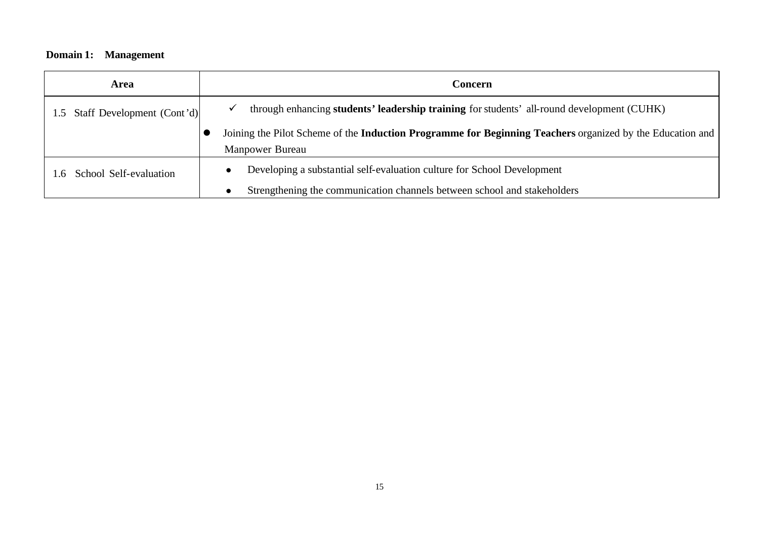**Domain 1: Management**

| Area | Concern |
|---|---|
| 1.5 Staff Development (Cont'd) | ✓ through enhancing **students' leadership training** for students' all-round development (CUHK)<br>● Joining the Pilot Scheme of the **Induction Programme for Beginning Teachers** organized by the Education and Manpower Bureau |
| 1.6 School Self-evaluation | ● Developing a substantial self-evaluation culture for School Development<br>● Strengthening the communication channels between school and stakeholders |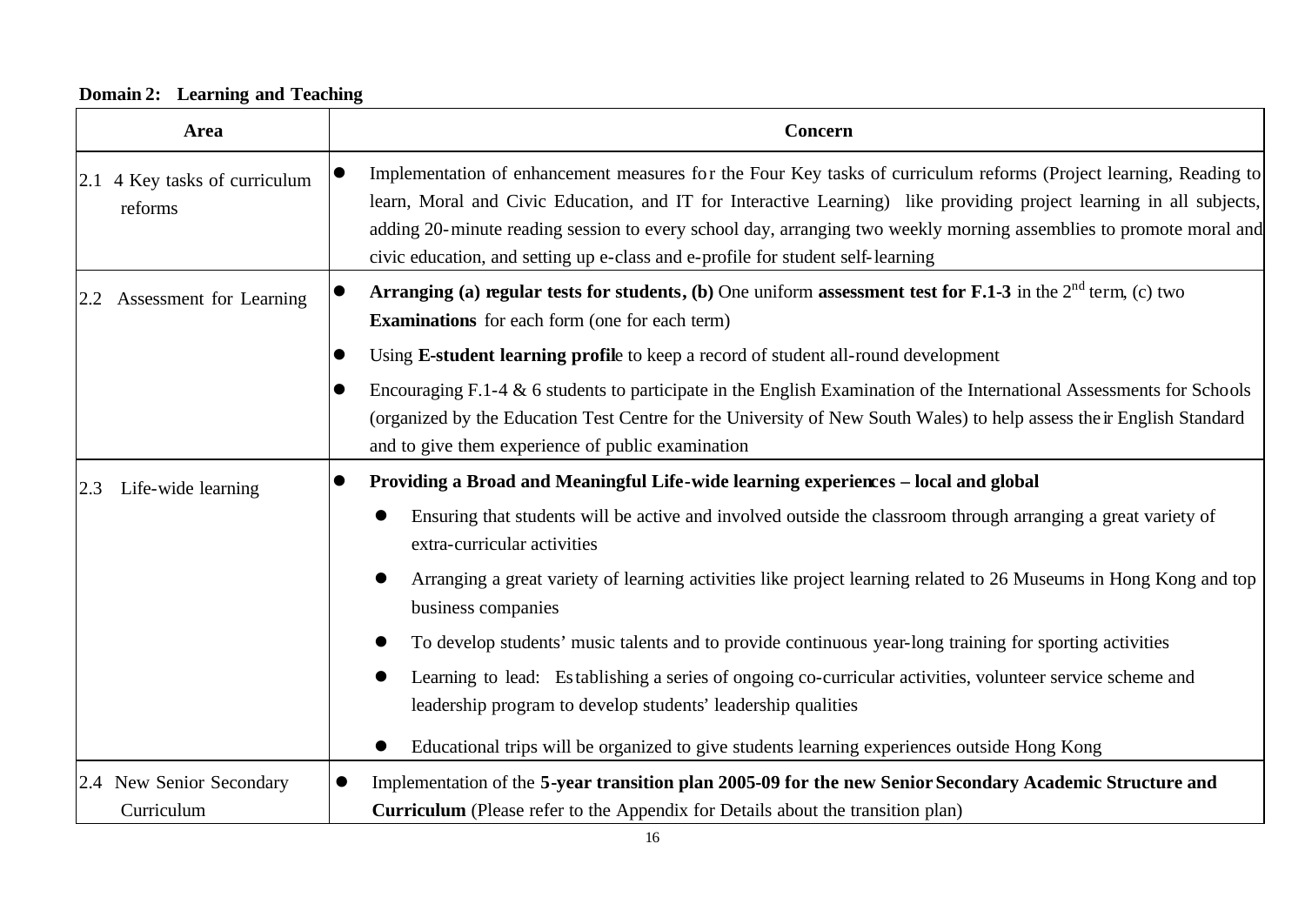**Domain 2: Learning and Teaching**

| Area | Concern |
|---|---|
| 2.1 4 Key tasks of curriculum reforms | • Implementation of enhancement measures for the Four Key tasks of curriculum reforms (Project learning, Reading to learn, Moral and Civic Education, and IT for Interactive Learning) like providing project learning in all subjects, adding 20-minute reading session to every school day, arranging two weekly morning assemblies to promote moral and civic education, and setting up e-class and e-profile for student self-learning |
| 2.2 Assessment for Learning | • **Arranging (a) regular tests for students, (b)** One uniform **assessment test for F.1-3** in the 2nd term, (c) two **Examinations** for each form (one for each term)<br>• Using **E-student learning profil**e to keep a record of student all-round development<br>• Encouraging F.1-4 & 6 students to participate in the English Examination of the International Assessments for Schools (organized by the Education Test Centre for the University of New South Wales) to help assess their English Standard and to give them experience of public examination |
| 2.3 Life-wide learning | • **Providing a Broad and Meaningful Life-wide learning experiences – local and global**<br>  ◦ Ensuring that students will be active and involved outside the classroom through arranging a great variety of extra-curricular activities<br>  ◦ Arranging a great variety of learning activities like project learning related to 26 Museums in Hong Kong and top business companies<br>  ◦ To develop students' music talents and to provide continuous year-long training for sporting activities<br>  ◦ Learning to lead: Establishing a series of ongoing co-curricular activities, volunteer service scheme and leadership program to develop students' leadership qualities<br>  ◦ Educational trips will be organized to give students learning experiences outside Hong Kong |
| 2.4 New Senior Secondary Curriculum | • Implementation of the **5-year transition plan 2005-09 for the new Senior Secondary Academic Structure and Curriculum** (Please refer to the Appendix for Details about the transition plan) |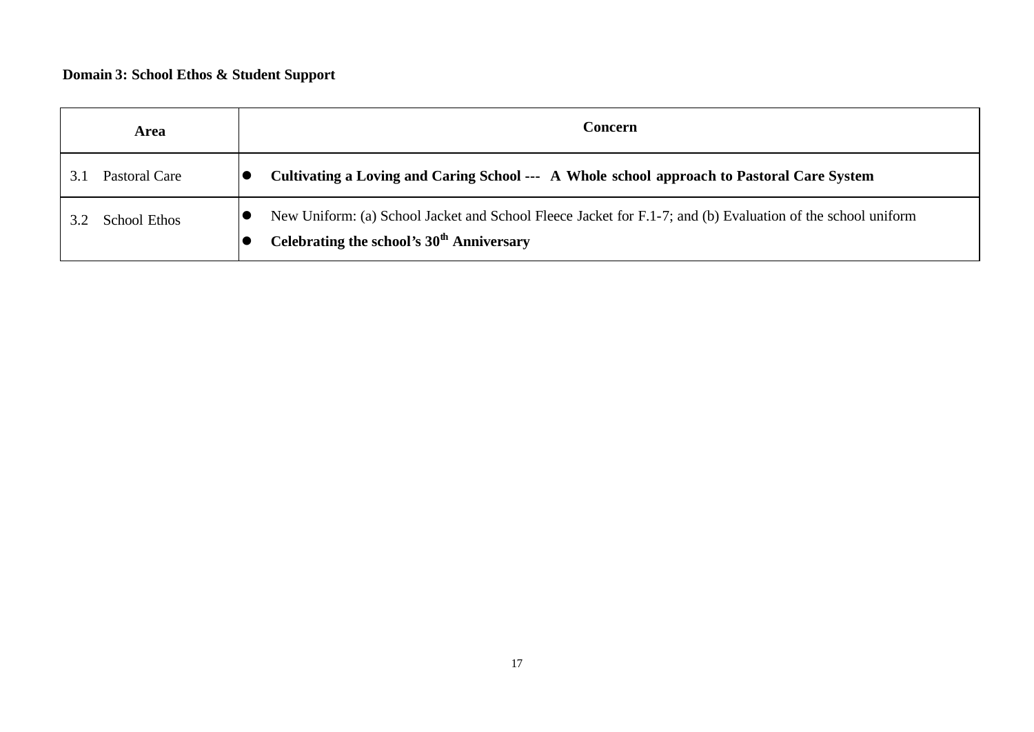**Domain 3: School Ethos & Student Support**

| Area | Concern |
|---|---|
| 3.1 Pastoral Care | • **Cultivating a Loving and Caring School --- A Whole school approach to Pastoral Care System** |
| 3.2 School Ethos | • New Uniform: (a) School Jacket and School Fleece Jacket for F.1-7; and (b) Evaluation of the school uniform<br>• **Celebrating the school's 30th Anniversary** |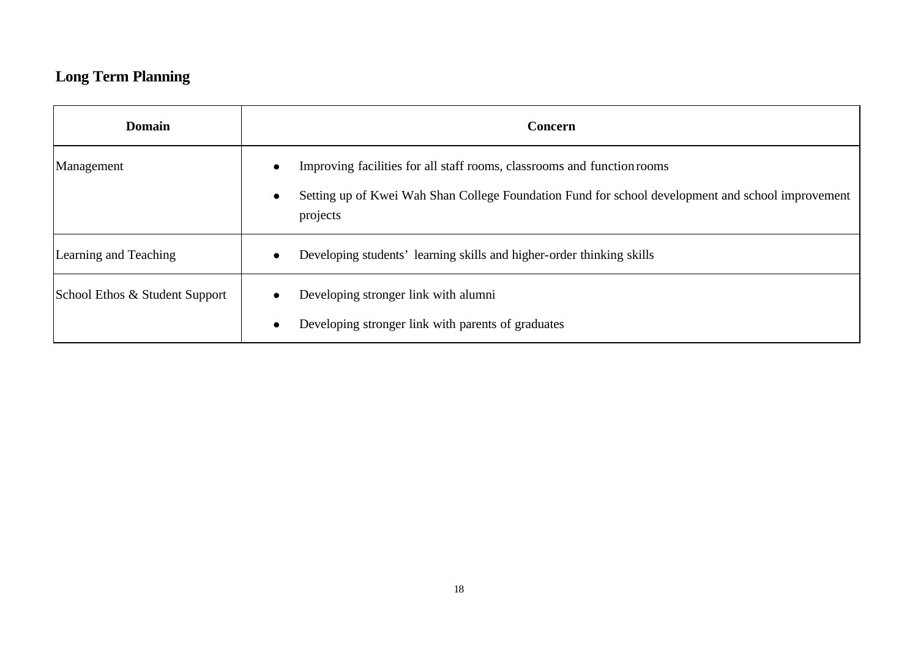## Long Term Planning

| Domain | Concern |
| --- | --- |
| Management | • Improving facilities for all staff rooms, classrooms and function rooms<br>• Setting up of Kwei Wah Shan College Foundation Fund for school development and school improvement projects |
| Learning and Teaching | • Developing students' learning skills and higher-order thinking skills |
| School Ethos & Student Support | • Developing stronger link with alumni<br>• Developing stronger link with parents of graduates |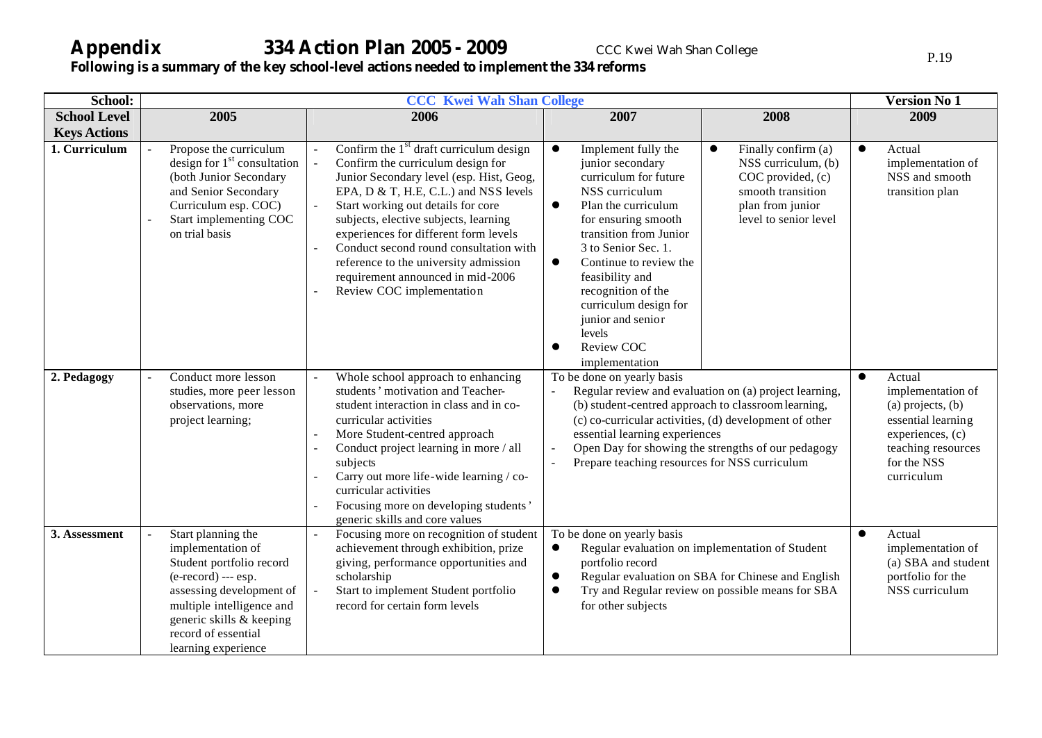# Appendix 334 Action Plan 2005 - 2009

CCC Kwei Wah Shan College

**Following is a summary of the key school-level actions needed to implement the 334 reforms**

| School: | CCC Kwei Wah Shan College | | | | Version No 1 |
|---|---|---|---|---|---|
| **School Level Keys Actions** | **2005** | **2006** | **2007** | **2008** | **2009** |
| **1. Curriculum** | - Propose the curriculum design for 1st consultation (both Junior Secondary and Senior Secondary Curriculum esp. COC)<br>- Start implementing COC on trial basis | - Confirm the 1st draft curriculum design<br>- Confirm the curriculum design for Junior Secondary level (esp. Hist, Geog, EPA, D & T, H.E, C.L.) and NSS levels<br>- Start working out details for core subjects, elective subjects, learning experiences for different form levels<br>- Conduct second round consultation with reference to the university admission requirement announced in mid-2006<br>- Review COC implementation | ● Implement fully the junior secondary curriculum for future NSS curriculum<br>● Plan the curriculum for ensuring smooth transition from Junior 3 to Senior Sec. 1.<br>● Continue to review the feasibility and recognition of the curriculum design for junior and senior levels<br>● Review COC implementation | ● Finally confirm (a) NSS curriculum, (b) COC provided, (c) smooth transition plan from junior level to senior level | ● Actual implementation of NSS and smooth transition plan |
| **2. Pedagogy** | - Conduct more lesson studies, more peer lesson observations, more project learning; | - Whole school approach to enhancing students' motivation and Teacher-student interaction in class and in co-curricular activities<br>- More Student-centred approach<br>- Conduct project learning in more / all subjects<br>- Carry out more life-wide learning / co-curricular activities<br>- Focusing more on developing students' generic skills and core values | To be done on yearly basis<br>- Regular review and evaluation on (a) project learning, (b) student-centred approach to classroom learning, (c) co-curricular activities, (d) development of other essential learning experiences<br>- Open Day for showing the strengths of our pedagogy<br>- Prepare teaching resources for NSS curriculum | | ● Actual implementation of (a) projects, (b) essential learning experiences, (c) teaching resources for the NSS curriculum |
| **3. Assessment** | - Start planning the implementation of Student portfolio record (e-record) --- esp. assessing development of multiple intelligence and generic skills & keeping record of essential learning experience | - Focusing more on recognition of student achievement through exhibition, prize giving, performance opportunities and scholarship<br>- Start to implement Student portfolio record for certain form levels | To be done on yearly basis<br>● Regular evaluation on implementation of Student portfolio record<br>● Regular evaluation on SBA for Chinese and English<br>● Try and Regular review on possible means for SBA for other subjects | | ● Actual implementation of (a) SBA and student portfolio for the NSS curriculum |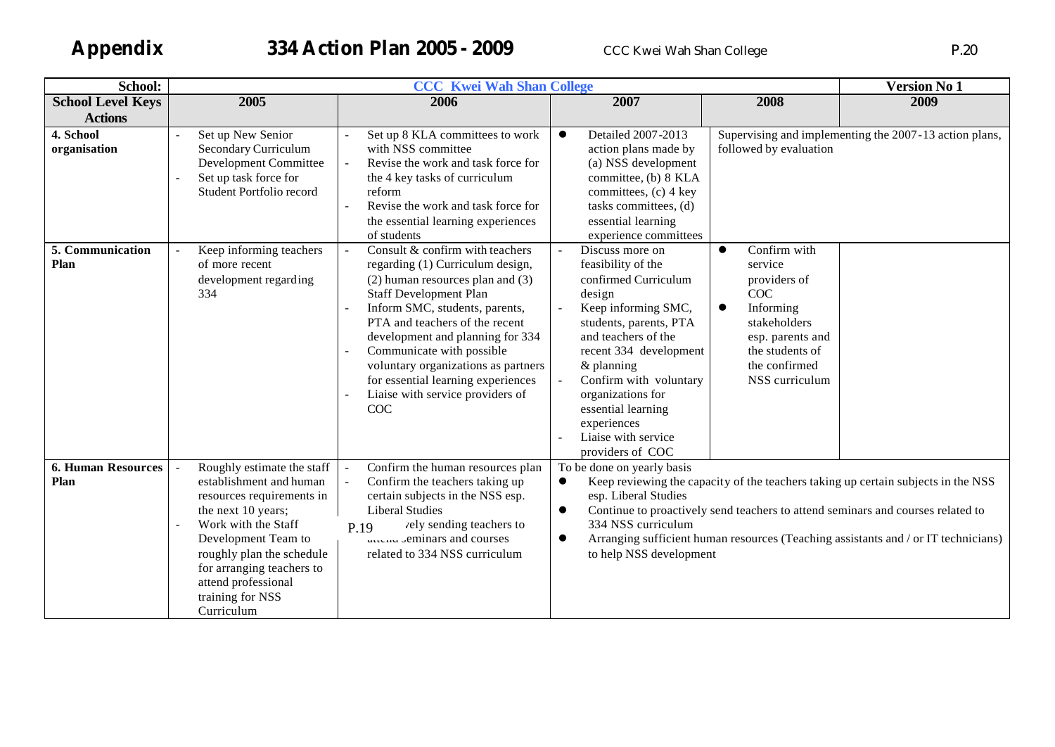# Appendix 334 Action Plan 2005 - 2009

| School: | CCC Kwei Wah Shan College | | | | Version No 1 |
|---|---|---|---|---|---|
| **School Level Keys Actions** | **2005** | **2006** | **2007** | **2008** | **2009** |
| **4. School organisation** | - Set up New Senior Secondary Curriculum Development Committee<br>- Set up task force for Student Portfolio record | - Set up 8 KLA committees to work with NSS committee<br>- Revise the work and task force for the 4 key tasks of curriculum reform<br>- Revise the work and task force for the essential learning experiences of students | ● Detailed 2007-2013 action plans made by (a) NSS development committee, (b) 8 KLA committees, (c) 4 key tasks committees, (d) essential learning experience committees | Supervising and implementing the 2007-13 action plans, followed by evaluation | |
| **5. Communication Plan** | - Keep informing teachers of more recent development regarding 334 | - Consult & confirm with teachers regarding (1) Curriculum design, (2) human resources plan and (3) Staff Development Plan<br>- Inform SMC, students, parents, PTA and teachers of the recent development and planning for 334<br>- Communicate with possible voluntary organizations as partners for essential learning experiences<br>- Liaise with service providers of COC | - Discuss more on feasibility of the confirmed Curriculum design<br>- Keep informing SMC, students, parents, PTA and teachers of the recent 334 development & planning<br>- Confirm with voluntary organizations for essential learning experiences<br>- Liaise with service providers of COC | ● Confirm with service providers of COC<br>● Informing stakeholders esp. parents and the students of the confirmed NSS curriculum | |
| **6. Human Resources Plan** | - Roughly estimate the staff establishment and human resources requirements in the next 10 years;<br>- Work with the Staff Development Team to roughly plan the schedule for arranging teachers to attend professional training for NSS Curriculum | - Confirm the human resources plan<br>- Confirm the teachers taking up certain subjects in the NSS esp. Liberal Studies<br>- P.19 vely sending teachers to attend seminars and courses related to 334 NSS curriculum | To be done on yearly basis<br>● Keep reviewing the capacity of the teachers taking up certain subjects in the NSS esp. Liberal Studies<br>● Continue to proactively send teachers to attend seminars and courses related to 334 NSS curriculum<br>● Arranging sufficient human resources (Teaching assistants and / or IT technicians) to help NSS development | | |